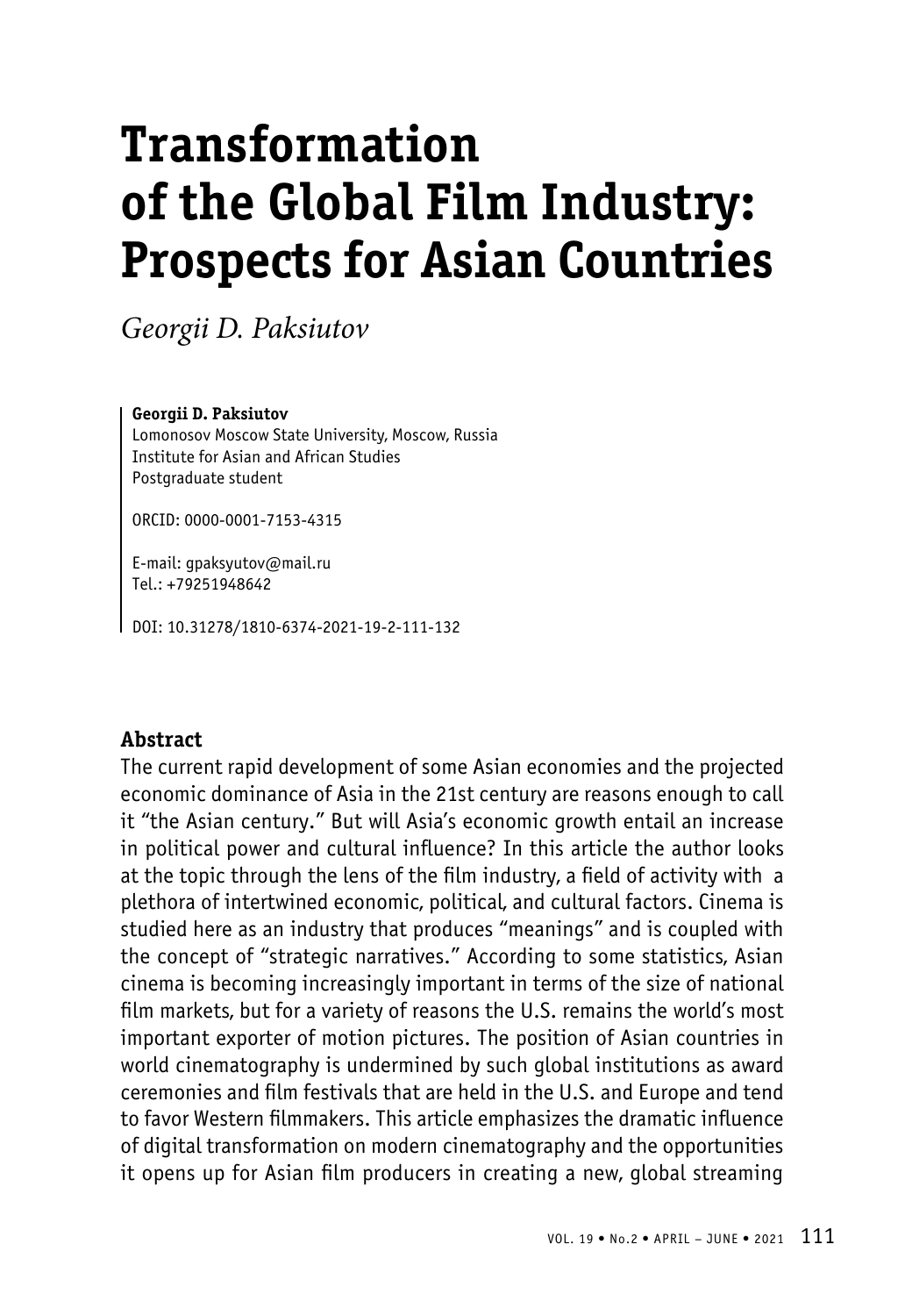# Transformation of the Global Film Industry: Prospects for Asian Countries

*Georgii D. Paksiutov*

**Georgii D. Paksiutov**
Lomonosov Moscow State University, Moscow, Russia
Institute for Asian and African Studies
Postgraduate student

ORCID: 0000-0001-7153-4315

E-mail: gpaksyutov@mail.ru
Tel.: +79251948642

DOI: 10.31278/1810-6374-2021-19-2-111-132

## Abstract

The current rapid development of some Asian economies and the projected economic dominance of Asia in the 21st century are reasons enough to call it "the Asian century." But will Asia's economic growth entail an increase in political power and cultural influence? In this article the author looks at the topic through the lens of the film industry, a field of activity with a plethora of intertwined economic, political, and cultural factors. Cinema is studied here as an industry that produces "meanings" and is coupled with the concept of "strategic narratives." According to some statistics, Asian cinema is becoming increasingly important in terms of the size of national film markets, but for a variety of reasons the U.S. remains the world's most important exporter of motion pictures. The position of Asian countries in world cinematography is undermined by such global institutions as award ceremonies and film festivals that are held in the U.S. and Europe and tend to favor Western filmmakers. This article emphasizes the dramatic influence of digital transformation on modern cinematography and the opportunities it opens up for Asian film producers in creating a new, global streaming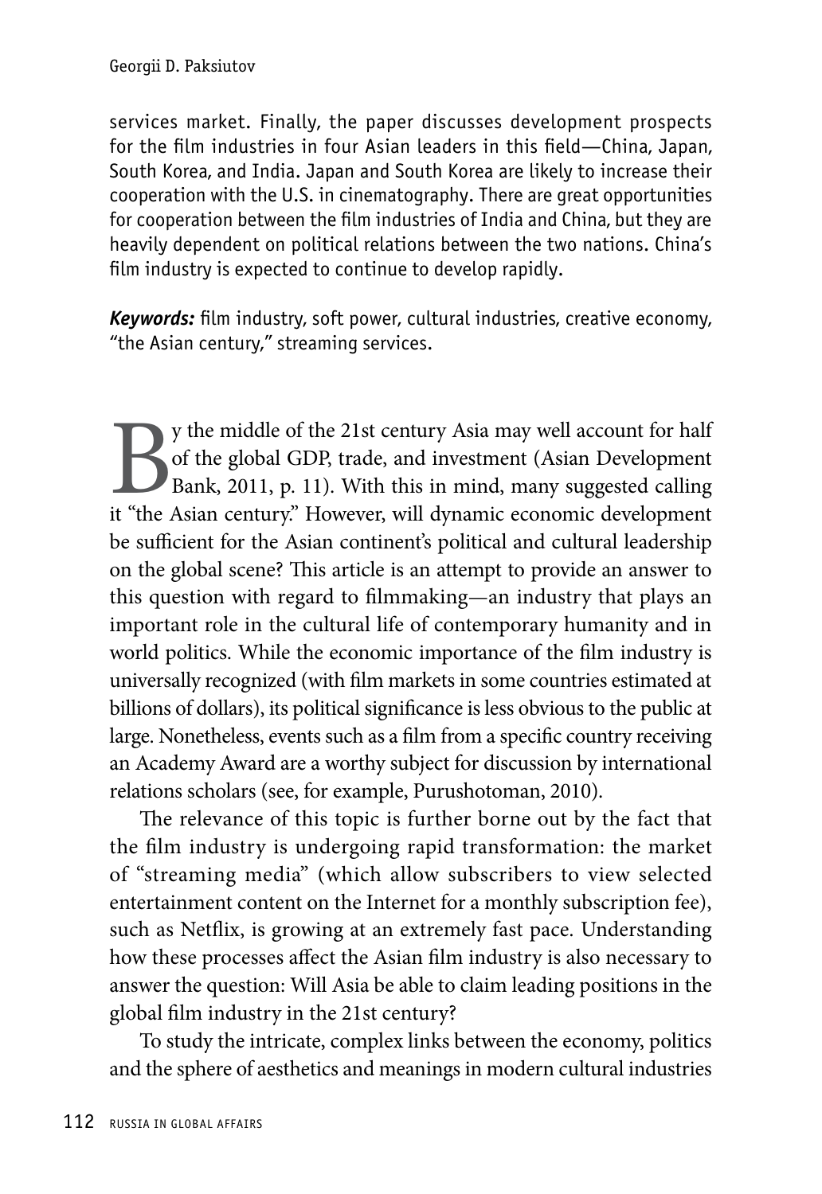services market. Finally, the paper discusses development prospects for the film industries in four Asian leaders in this field—China, Japan, South Korea, and India. Japan and South Korea are likely to increase their cooperation with the U.S. in cinematography. There are great opportunities for cooperation between the film industries of India and China, but they are heavily dependent on political relations between the two nations. China's film industry is expected to continue to develop rapidly.

***Keywords:*** film industry, soft power, cultural industries, creative economy, "the Asian century," streaming services.

By the middle of the 21st century Asia may well account for half of the global GDP, trade, and investment (Asian Development Bank, 2011, p. 11). With this in mind, many suggested calling it "the Asian century." However, will dynamic economic development be sufficient for the Asian continent's political and cultural leadership on the global scene? This article is an attempt to provide an answer to this question with regard to filmmaking—an industry that plays an important role in the cultural life of contemporary humanity and in world politics. While the economic importance of the film industry is universally recognized (with film markets in some countries estimated at billions of dollars), its political significance is less obvious to the public at large. Nonetheless, events such as a film from a specific country receiving an Academy Award are a worthy subject for discussion by international relations scholars (see, for example, Purushotoman, 2010).

The relevance of this topic is further borne out by the fact that the film industry is undergoing rapid transformation: the market of "streaming media" (which allow subscribers to view selected entertainment content on the Internet for a monthly subscription fee), such as Netflix, is growing at an extremely fast pace. Understanding how these processes affect the Asian film industry is also necessary to answer the question: Will Asia be able to claim leading positions in the global film industry in the 21st century?

To study the intricate, complex links between the economy, politics and the sphere of aesthetics and meanings in modern cultural industries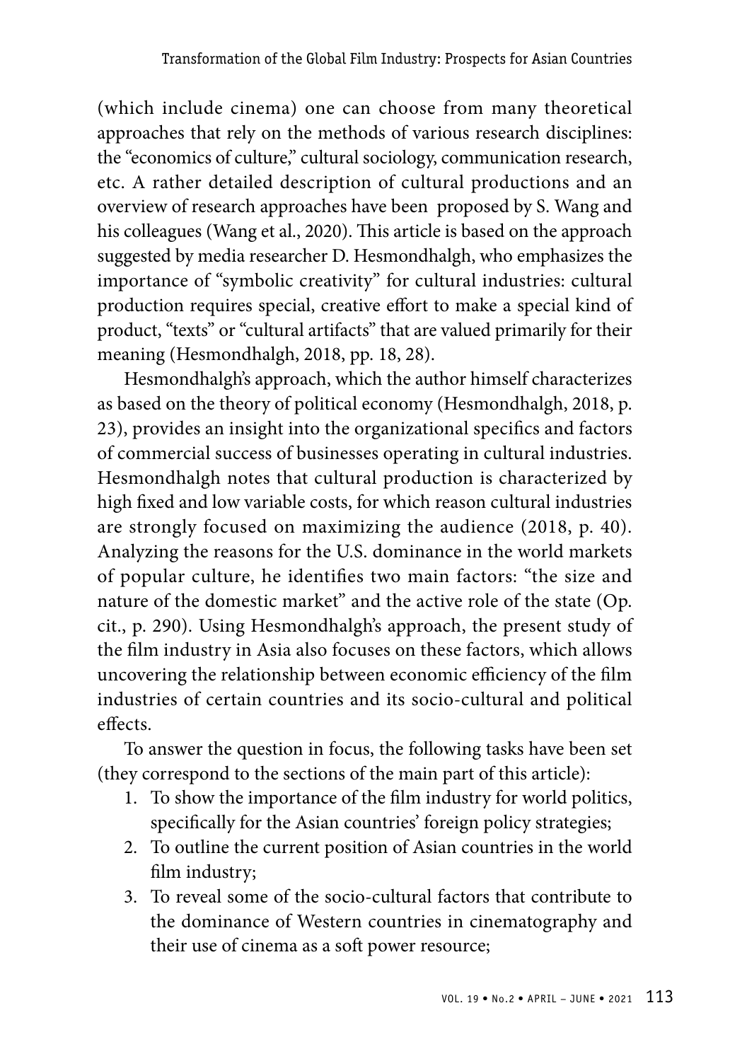(which include cinema) one can choose from many theoretical approaches that rely on the methods of various research disciplines: the "economics of culture," cultural sociology, communication research, etc. A rather detailed description of cultural productions and an overview of research approaches have been proposed by S. Wang and his colleagues (Wang et al., 2020). This article is based on the approach suggested by media researcher D. Hesmondhalgh, who emphasizes the importance of "symbolic creativity" for cultural industries: cultural production requires special, creative effort to make a special kind of product, "texts" or "cultural artifacts" that are valued primarily for their meaning (Hesmondhalgh, 2018, pp. 18, 28).

Hesmondhalgh's approach, which the author himself characterizes as based on the theory of political economy (Hesmondhalgh, 2018, p. 23), provides an insight into the organizational specifics and factors of commercial success of businesses operating in cultural industries. Hesmondhalgh notes that cultural production is characterized by high fixed and low variable costs, for which reason cultural industries are strongly focused on maximizing the audience (2018, p. 40). Analyzing the reasons for the U.S. dominance in the world markets of popular culture, he identifies two main factors: "the size and nature of the domestic market" and the active role of the state (Op. cit., p. 290). Using Hesmondhalgh's approach, the present study of the film industry in Asia also focuses on these factors, which allows uncovering the relationship between economic efficiency of the film industries of certain countries and its socio-cultural and political effects.

To answer the question in focus, the following tasks have been set (they correspond to the sections of the main part of this article):

1. To show the importance of the film industry for world politics, specifically for the Asian countries' foreign policy strategies;
2. To outline the current position of Asian countries in the world film industry;
3. To reveal some of the socio-cultural factors that contribute to the dominance of Western countries in cinematography and their use of cinema as a soft power resource;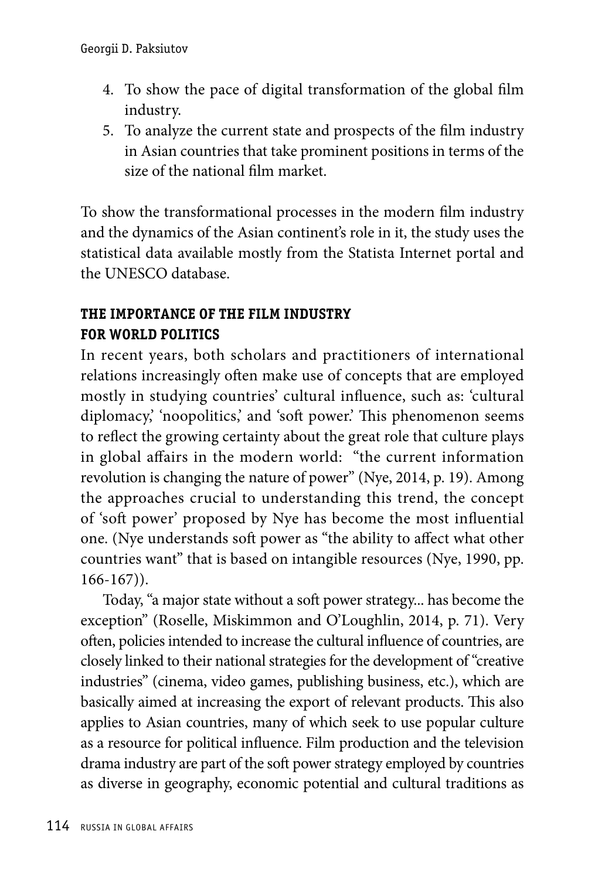4. To show the pace of digital transformation of the global film industry.
5. To analyze the current state and prospects of the film industry in Asian countries that take prominent positions in terms of the size of the national film market.

To show the transformational processes in the modern film industry and the dynamics of the Asian continent's role in it, the study uses the statistical data available mostly from the Statista Internet portal and the UNESCO database.

## THE IMPORTANCE OF THE FILM INDUSTRY FOR WORLD POLITICS

In recent years, both scholars and practitioners of international relations increasingly often make use of concepts that are employed mostly in studying countries' cultural influence, such as: 'cultural diplomacy,' 'noopolitics,' and 'soft power.' This phenomenon seems to reflect the growing certainty about the great role that culture plays in global affairs in the modern world: "the current information revolution is changing the nature of power" (Nye, 2014, p. 19). Among the approaches crucial to understanding this trend, the concept of 'soft power' proposed by Nye has become the most influential one. (Nye understands soft power as "the ability to affect what other countries want" that is based on intangible resources (Nye, 1990, pp. 166-167)).

Today, "a major state without a soft power strategy... has become the exception" (Roselle, Miskimmon and O'Loughlin, 2014, p. 71). Very often, policies intended to increase the cultural influence of countries, are closely linked to their national strategies for the development of "creative industries" (cinema, video games, publishing business, etc.), which are basically aimed at increasing the export of relevant products. This also applies to Asian countries, many of which seek to use popular culture as a resource for political influence. Film production and the television drama industry are part of the soft power strategy employed by countries as diverse in geography, economic potential and cultural traditions as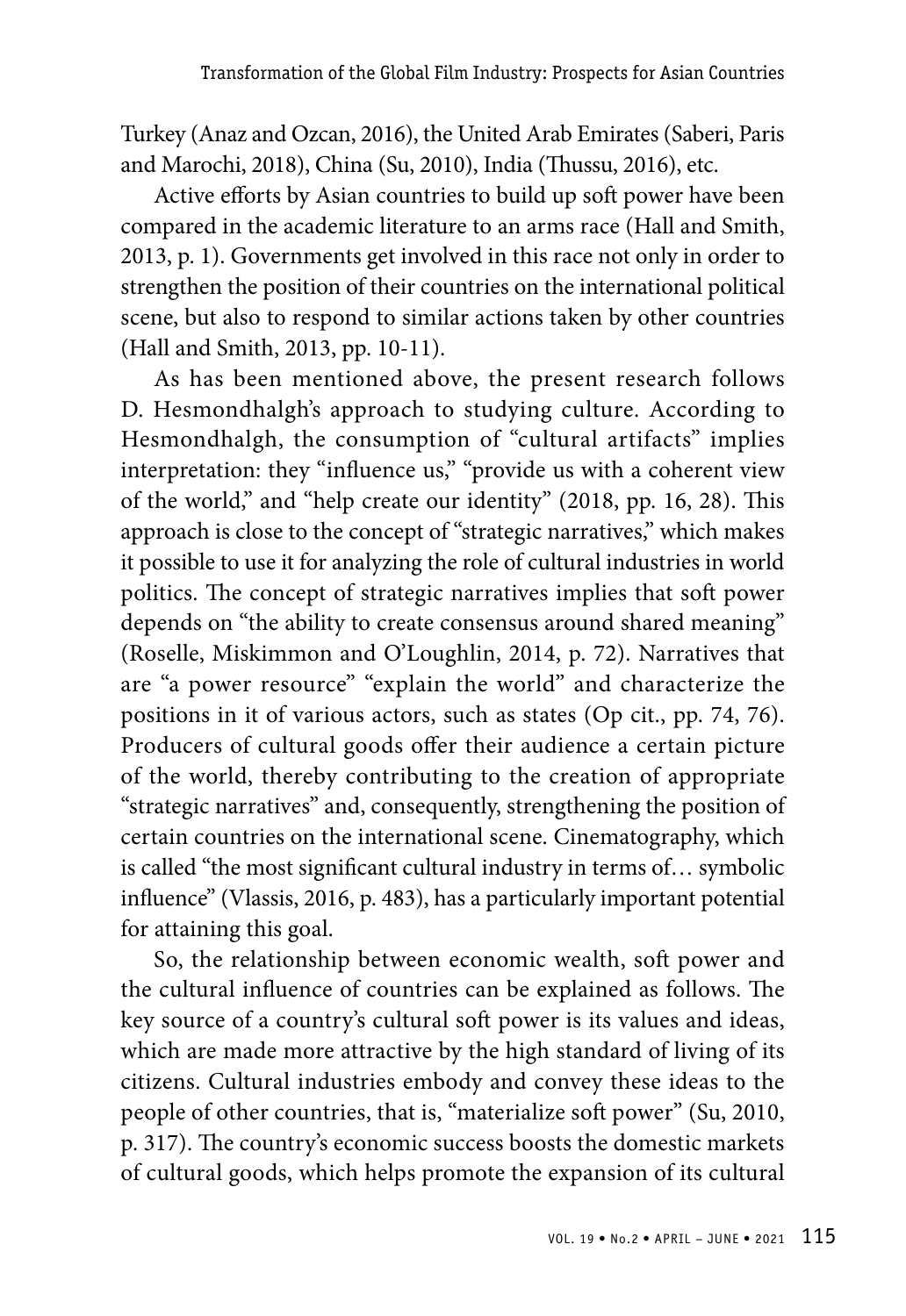Turkey (Anaz and Ozcan, 2016), the United Arab Emirates (Saberi, Paris and Marochi, 2018), China (Su, 2010), India (Thussu, 2016), etc.

Active efforts by Asian countries to build up soft power have been compared in the academic literature to an arms race (Hall and Smith, 2013, p. 1). Governments get involved in this race not only in order to strengthen the position of their countries on the international political scene, but also to respond to similar actions taken by other countries (Hall and Smith, 2013, pp. 10-11).

As has been mentioned above, the present research follows D. Hesmondhalgh's approach to studying culture. According to Hesmondhalgh, the consumption of "cultural artifacts" implies interpretation: they "influence us," "provide us with a coherent view of the world," and "help create our identity" (2018, pp. 16, 28). This approach is close to the concept of "strategic narratives," which makes it possible to use it for analyzing the role of cultural industries in world politics. The concept of strategic narratives implies that soft power depends on "the ability to create consensus around shared meaning" (Roselle, Miskimmon and O'Loughlin, 2014, p. 72). Narratives that are "a power resource" "explain the world" and characterize the positions in it of various actors, such as states (Op cit., pp. 74, 76). Producers of cultural goods offer their audience a certain picture of the world, thereby contributing to the creation of appropriate "strategic narratives" and, consequently, strengthening the position of certain countries on the international scene. Cinematography, which is called "the most significant cultural industry in terms of… symbolic influence" (Vlassis, 2016, p. 483), has a particularly important potential for attaining this goal.

So, the relationship between economic wealth, soft power and the cultural influence of countries can be explained as follows. The key source of a country's cultural soft power is its values and ideas, which are made more attractive by the high standard of living of its citizens. Cultural industries embody and convey these ideas to the people of other countries, that is, "materialize soft power" (Su, 2010, p. 317). The country's economic success boosts the domestic markets of cultural goods, which helps promote the expansion of its cultural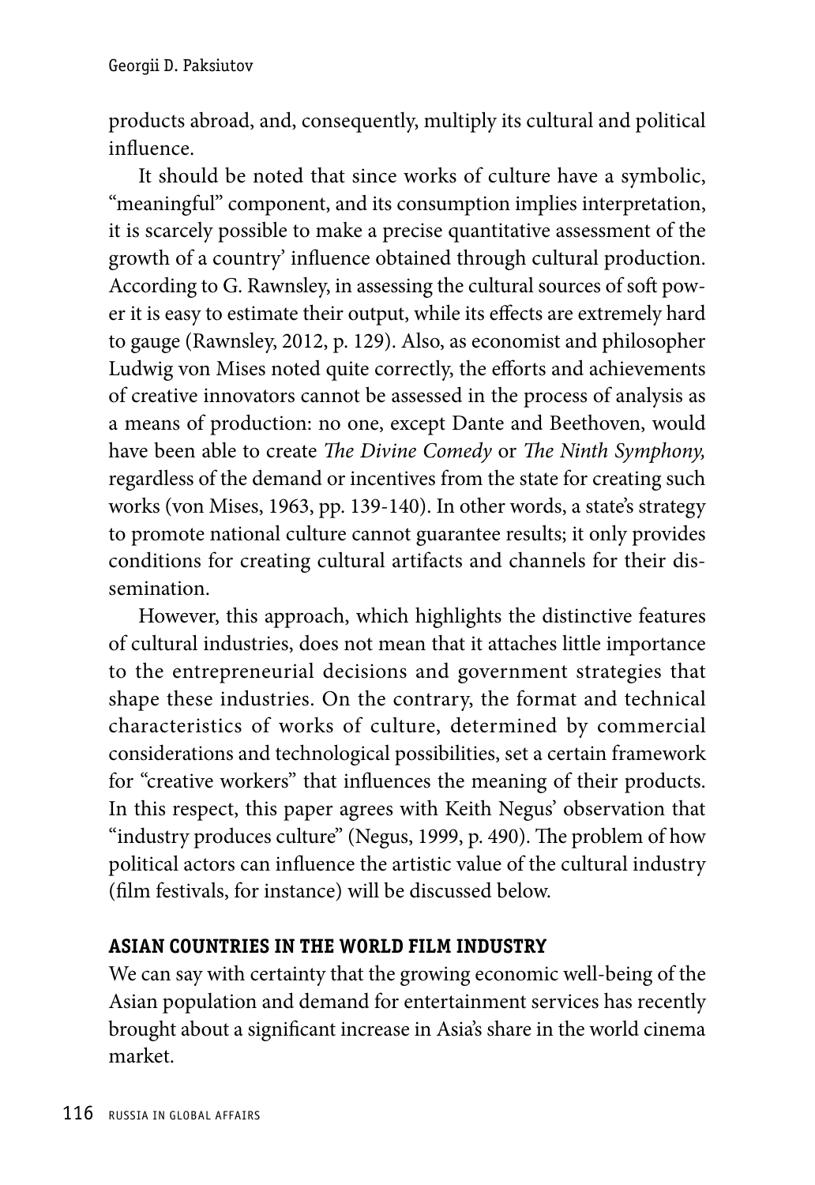products abroad, and, consequently, multiply its cultural and political influence.

It should be noted that since works of culture have a symbolic, "meaningful" component, and its consumption implies interpretation, it is scarcely possible to make a precise quantitative assessment of the growth of a country' influence obtained through cultural production. According to G. Rawnsley, in assessing the cultural sources of soft power it is easy to estimate their output, while its effects are extremely hard to gauge (Rawnsley, 2012, p. 129). Also, as economist and philosopher Ludwig von Mises noted quite correctly, the efforts and achievements of creative innovators cannot be assessed in the process of analysis as a means of production: no one, except Dante and Beethoven, would have been able to create *The Divine Comedy* or *The Ninth Symphony,* regardless of the demand or incentives from the state for creating such works (von Mises, 1963, pp. 139-140). In other words, a state's strategy to promote national culture cannot guarantee results; it only provides conditions for creating cultural artifacts and channels for their dissemination.

However, this approach, which highlights the distinctive features of cultural industries, does not mean that it attaches little importance to the entrepreneurial decisions and government strategies that shape these industries. On the contrary, the format and technical characteristics of works of culture, determined by commercial considerations and technological possibilities, set a certain framework for "creative workers" that influences the meaning of their products. In this respect, this paper agrees with Keith Negus' observation that "industry produces culture" (Negus, 1999, p. 490). The problem of how political actors can influence the artistic value of the cultural industry (film festivals, for instance) will be discussed below.

## ASIAN COUNTRIES IN THE WORLD FILM INDUSTRY

We can say with certainty that the growing economic well-being of the Asian population and demand for entertainment services has recently brought about a significant increase in Asia's share in the world cinema market.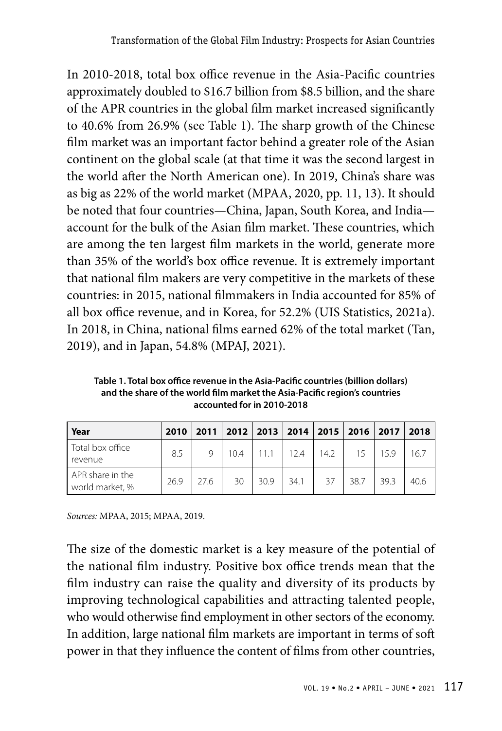In 2010-2018, total box office revenue in the Asia-Pacific countries approximately doubled to $16.7 billion from $8.5 billion, and the share of the APR countries in the global film market increased significantly to 40.6% from 26.9% (see Table 1). The sharp growth of the Chinese film market was an important factor behind a greater role of the Asian continent on the global scale (at that time it was the second largest in the world after the North American one). In 2019, China's share was as big as 22% of the world market (MPAA, 2020, pp. 11, 13). It should be noted that four countries—China, Japan, South Korea, and India—account for the bulk of the Asian film market. These countries, which are among the ten largest film markets in the world, generate more than 35% of the world's box office revenue. It is extremely important that national film makers are very competitive in the markets of these countries: in 2015, national filmmakers in India accounted for 85% of all box office revenue, and in Korea, for 52.2% (UIS Statistics, 2021a). In 2018, in China, national films earned 62% of the total market (Tan, 2019), and in Japan, 54.8% (MPAJ, 2021).

**Table 1. Total box office revenue in the Asia-Pacific countries (billion dollars) and the share of the world film market the Asia-Pacific region's countries accounted for in 2010-2018**

| Year | 2010 | 2011 | 2012 | 2013 | 2014 | 2015 | 2016 | 2017 | 2018 |
|---|---|---|---|---|---|---|---|---|---|
| Total box office revenue | 8.5 | 9 | 10.4 | 11.1 | 12.4 | 14.2 | 15 | 15.9 | 16.7 |
| APR share in the world market, % | 26.9 | 27.6 | 30 | 30.9 | 34.1 | 37 | 38.7 | 39.3 | 40.6 |

*Sources:* MPAA, 2015; MPAA, 2019.

The size of the domestic market is a key measure of the potential of the national film industry. Positive box office trends mean that the film industry can raise the quality and diversity of its products by improving technological capabilities and attracting talented people, who would otherwise find employment in other sectors of the economy. In addition, large national film markets are important in terms of soft power in that they influence the content of films from other countries,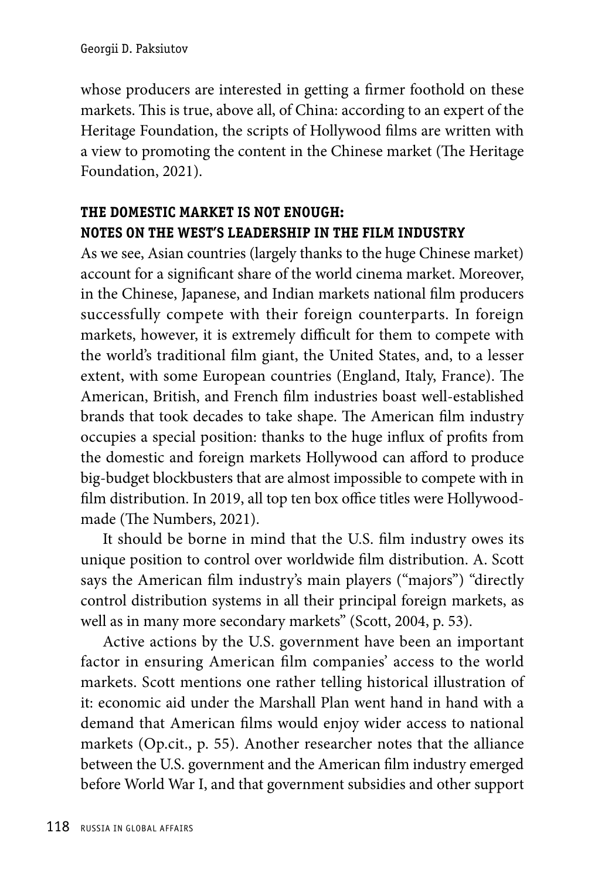whose producers are interested in getting a firmer foothold on these markets. This is true, above all, of China: according to an expert of the Heritage Foundation, the scripts of Hollywood films are written with a view to promoting the content in the Chinese market (The Heritage Foundation, 2021).

## THE DOMESTIC MARKET IS NOT ENOUGH: NOTES ON THE WEST'S LEADERSHIP IN THE FILM INDUSTRY

As we see, Asian countries (largely thanks to the huge Chinese market) account for a significant share of the world cinema market. Moreover, in the Chinese, Japanese, and Indian markets national film producers successfully compete with their foreign counterparts. In foreign markets, however, it is extremely difficult for them to compete with the world's traditional film giant, the United States, and, to a lesser extent, with some European countries (England, Italy, France). The American, British, and French film industries boast well-established brands that took decades to take shape. The American film industry occupies a special position: thanks to the huge influx of profits from the domestic and foreign markets Hollywood can afford to produce big-budget blockbusters that are almost impossible to compete with in film distribution. In 2019, all top ten box office titles were Hollywood-made (The Numbers, 2021).

It should be borne in mind that the U.S. film industry owes its unique position to control over worldwide film distribution. A. Scott says the American film industry's main players ("majors") "directly control distribution systems in all their principal foreign markets, as well as in many more secondary markets" (Scott, 2004, p. 53).

Active actions by the U.S. government have been an important factor in ensuring American film companies' access to the world markets. Scott mentions one rather telling historical illustration of it: economic aid under the Marshall Plan went hand in hand with a demand that American films would enjoy wider access to national markets (Op.cit., p. 55). Another researcher notes that the alliance between the U.S. government and the American film industry emerged before World War I, and that government subsidies and other support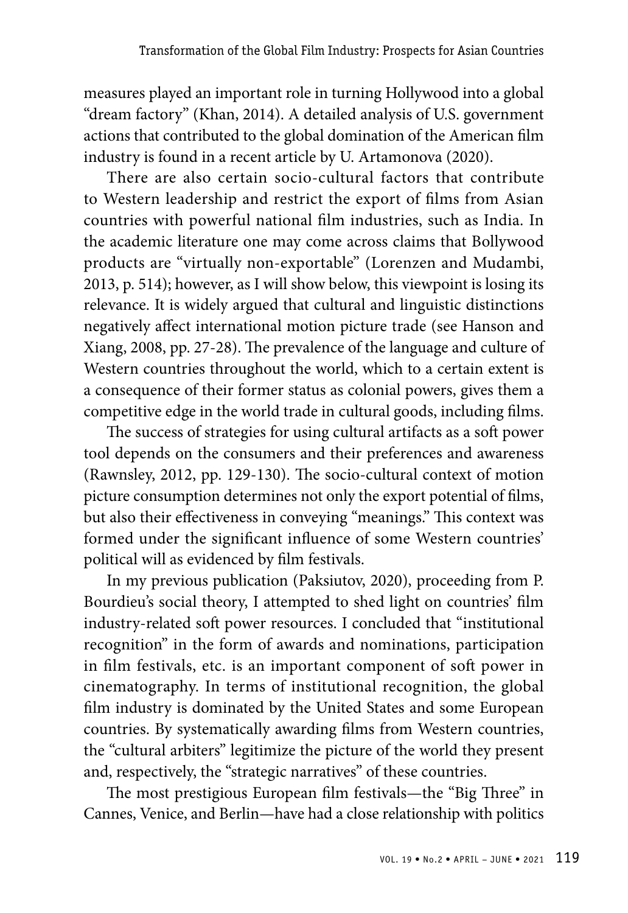measures played an important role in turning Hollywood into a global "dream factory" (Khan, 2014). A detailed analysis of U.S. government actions that contributed to the global domination of the American film industry is found in a recent article by U. Artamonova (2020).

There are also certain socio-cultural factors that contribute to Western leadership and restrict the export of films from Asian countries with powerful national film industries, such as India. In the academic literature one may come across claims that Bollywood products are "virtually non-exportable" (Lorenzen and Mudambi, 2013, p. 514); however, as I will show below, this viewpoint is losing its relevance. It is widely argued that cultural and linguistic distinctions negatively affect international motion picture trade (see Hanson and Xiang, 2008, pp. 27-28). The prevalence of the language and culture of Western countries throughout the world, which to a certain extent is a consequence of their former status as colonial powers, gives them a competitive edge in the world trade in cultural goods, including films.

The success of strategies for using cultural artifacts as a soft power tool depends on the consumers and their preferences and awareness (Rawnsley, 2012, pp. 129-130). The socio-cultural context of motion picture consumption determines not only the export potential of films, but also their effectiveness in conveying "meanings." This context was formed under the significant influence of some Western countries' political will as evidenced by film festivals.

In my previous publication (Paksiutov, 2020), proceeding from P. Bourdieu's social theory, I attempted to shed light on countries' film industry-related soft power resources. I concluded that "institutional recognition" in the form of awards and nominations, participation in film festivals, etc. is an important component of soft power in cinematography. In terms of institutional recognition, the global film industry is dominated by the United States and some European countries. By systematically awarding films from Western countries, the "cultural arbiters" legitimize the picture of the world they present and, respectively, the "strategic narratives" of these countries.

The most prestigious European film festivals—the "Big Three" in Cannes, Venice, and Berlin—have had a close relationship with politics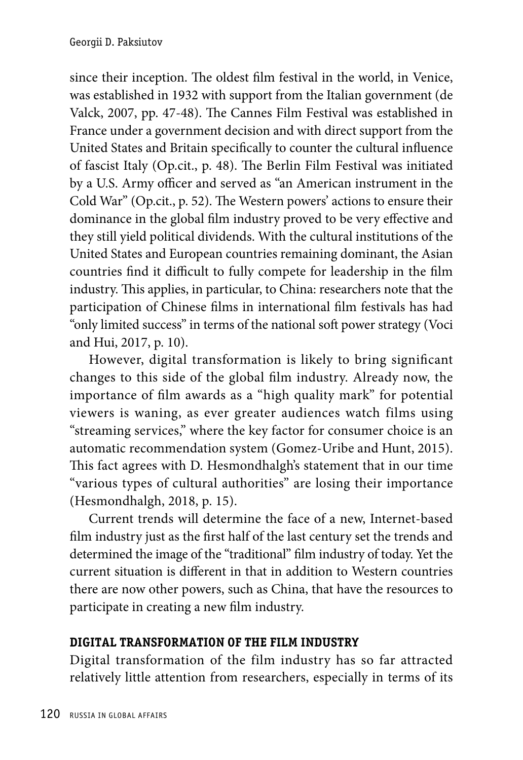since their inception. The oldest film festival in the world, in Venice, was established in 1932 with support from the Italian government (de Valck, 2007, pp. 47-48). The Cannes Film Festival was established in France under a government decision and with direct support from the United States and Britain specifically to counter the cultural influence of fascist Italy (Op.cit., p. 48). The Berlin Film Festival was initiated by a U.S. Army officer and served as "an American instrument in the Cold War" (Op.cit., p. 52). The Western powers' actions to ensure their dominance in the global film industry proved to be very effective and they still yield political dividends. With the cultural institutions of the United States and European countries remaining dominant, the Asian countries find it difficult to fully compete for leadership in the film industry. This applies, in particular, to China: researchers note that the participation of Chinese films in international film festivals has had "only limited success" in terms of the national soft power strategy (Voci and Hui, 2017, p. 10).

However, digital transformation is likely to bring significant changes to this side of the global film industry. Already now, the importance of film awards as a "high quality mark" for potential viewers is waning, as ever greater audiences watch films using "streaming services," where the key factor for consumer choice is an automatic recommendation system (Gomez-Uribe and Hunt, 2015). This fact agrees with D. Hesmondhalgh's statement that in our time "various types of cultural authorities" are losing their importance (Hesmondhalgh, 2018, p. 15).

Current trends will determine the face of a new, Internet-based film industry just as the first half of the last century set the trends and determined the image of the "traditional" film industry of today. Yet the current situation is different in that in addition to Western countries there are now other powers, such as China, that have the resources to participate in creating a new film industry.

## DIGITAL TRANSFORMATION OF THE FILM INDUSTRY

Digital transformation of the film industry has so far attracted relatively little attention from researchers, especially in terms of its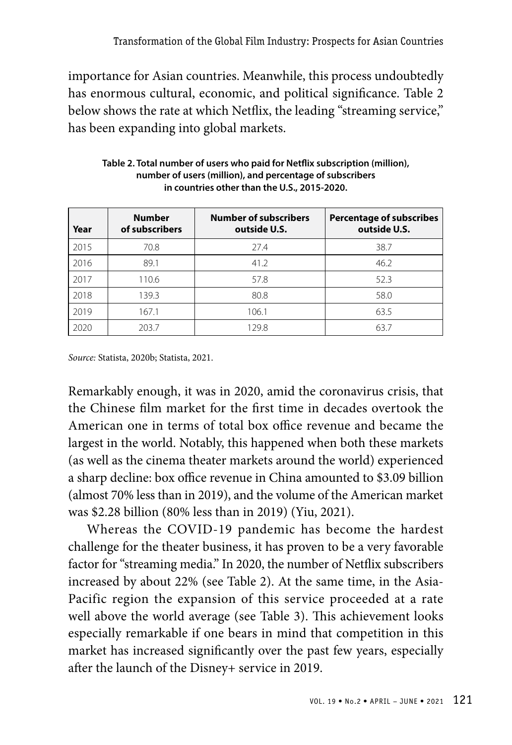importance for Asian countries. Meanwhile, this process undoubtedly has enormous cultural, economic, and political significance. Table 2 below shows the rate at which Netflix, the leading "streaming service," has been expanding into global markets.

**Table 2. Total number of users who paid for Netflix subscription (million), number of users (million), and percentage of subscribers in countries other than the U.S., 2015-2020.**

| Year | Number of subscribers | Number of subscribers outside U.S. | Percentage of subscribes outside U.S. |
|---|---|---|---|
| 2015 | 70.8 | 27.4 | 38.7 |
| 2016 | 89.1 | 41.2 | 46.2 |
| 2017 | 110.6 | 57.8 | 52.3 |
| 2018 | 139.3 | 80.8 | 58.0 |
| 2019 | 167.1 | 106.1 | 63.5 |
| 2020 | 203.7 | 129.8 | 63.7 |

*Source:* Statista, 2020b; Statista, 2021.

Remarkably enough, it was in 2020, amid the coronavirus crisis, that the Chinese film market for the first time in decades overtook the American one in terms of total box office revenue and became the largest in the world. Notably, this happened when both these markets (as well as the cinema theater markets around the world) experienced a sharp decline: box office revenue in China amounted to $3.09 billion (almost 70% less than in 2019), and the volume of the American market was $2.28 billion (80% less than in 2019) (Yiu, 2021).

Whereas the COVID-19 pandemic has become the hardest challenge for the theater business, it has proven to be a very favorable factor for "streaming media." In 2020, the number of Netflix subscribers increased by about 22% (see Table 2). At the same time, in the Asia-Pacific region the expansion of this service proceeded at a rate well above the world average (see Table 3). This achievement looks especially remarkable if one bears in mind that competition in this market has increased significantly over the past few years, especially after the launch of the Disney+ service in 2019.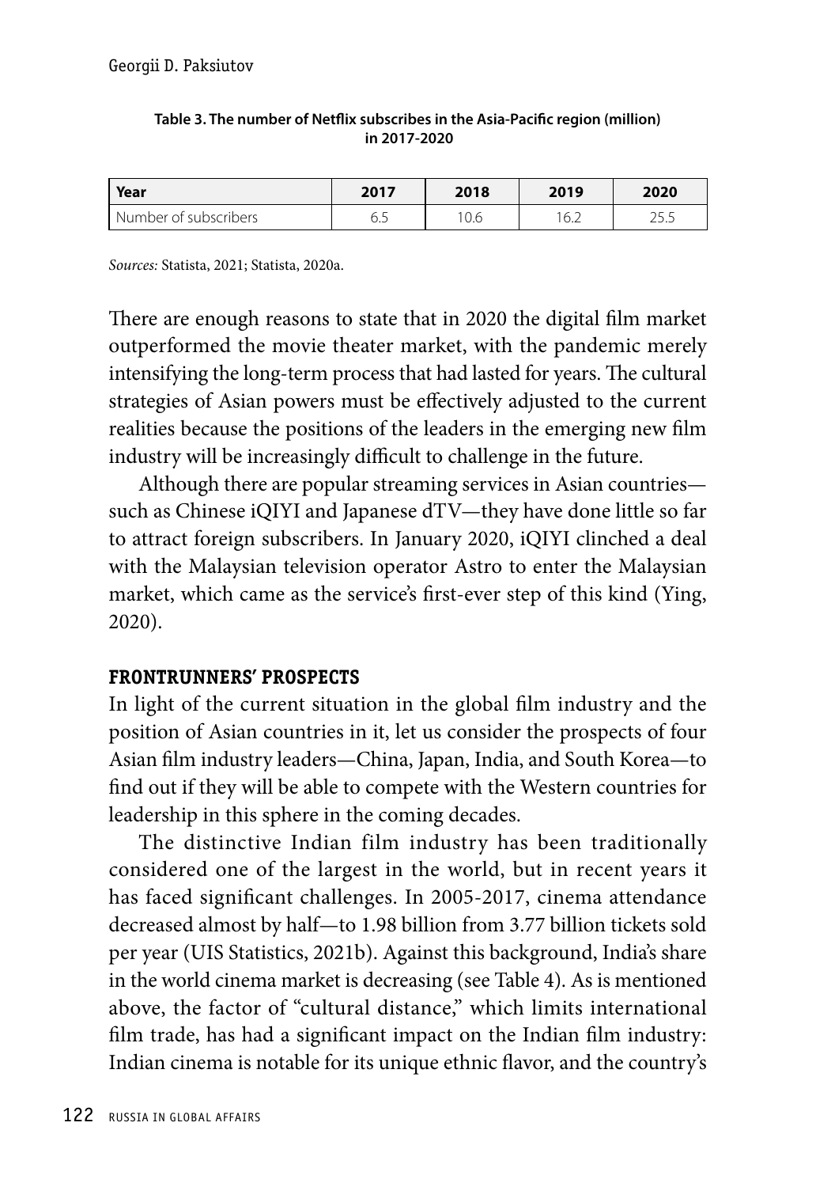**Table 3. The number of Netflix subscribes in the Asia-Pacific region (million) in 2017-2020**

| Year | 2017 | 2018 | 2019 | 2020 |
|---|---|---|---|---|
| Number of subscribers | 6.5 | 10.6 | 16.2 | 25.5 |

*Sources:* Statista, 2021; Statista, 2020a.

There are enough reasons to state that in 2020 the digital film market outperformed the movie theater market, with the pandemic merely intensifying the long-term process that had lasted for years. The cultural strategies of Asian powers must be effectively adjusted to the current realities because the positions of the leaders in the emerging new film industry will be increasingly difficult to challenge in the future.

Although there are popular streaming services in Asian countries—such as Chinese iQIYI and Japanese dTV—they have done little so far to attract foreign subscribers. In January 2020, iQIYI clinched a deal with the Malaysian television operator Astro to enter the Malaysian market, which came as the service's first-ever step of this kind (Ying, 2020).

### FRONTRUNNERS' PROSPECTS

In light of the current situation in the global film industry and the position of Asian countries in it, let us consider the prospects of four Asian film industry leaders—China, Japan, India, and South Korea—to find out if they will be able to compete with the Western countries for leadership in this sphere in the coming decades.

The distinctive Indian film industry has been traditionally considered one of the largest in the world, but in recent years it has faced significant challenges. In 2005-2017, cinema attendance decreased almost by half—to 1.98 billion from 3.77 billion tickets sold per year (UIS Statistics, 2021b). Against this background, India's share in the world cinema market is decreasing (see Table 4). As is mentioned above, the factor of "cultural distance," which limits international film trade, has had a significant impact on the Indian film industry: Indian cinema is notable for its unique ethnic flavor, and the country's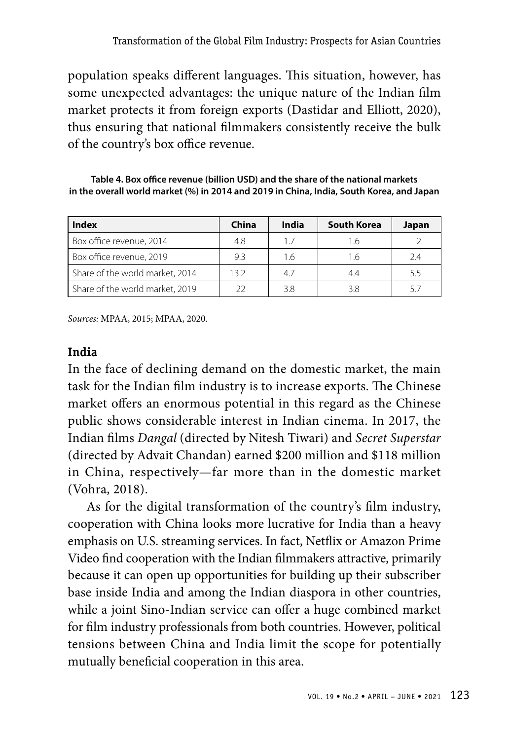population speaks different languages. This situation, however, has some unexpected advantages: the unique nature of the Indian film market protects it from foreign exports (Dastidar and Elliott, 2020), thus ensuring that national filmmakers consistently receive the bulk of the country's box office revenue.

**Table 4. Box office revenue (billion USD) and the share of the national markets in the overall world market (%) in 2014 and 2019 in China, India, South Korea, and Japan**

| Index | China | India | South Korea | Japan |
|---|---|---|---|---|
| Box office revenue, 2014 | 4.8 | 1.7 | 1.6 | 2 |
| Box office revenue, 2019 | 9.3 | 1.6 | 1.6 | 2.4 |
| Share of the world market, 2014 | 13.2 | 4.7 | 4.4 | 5.5 |
| Share of the world market, 2019 | 22 | 3.8 | 3.8 | 5.7 |

*Sources:* MPAA, 2015; MPAA, 2020.

### India

In the face of declining demand on the domestic market, the main task for the Indian film industry is to increase exports. The Chinese market offers an enormous potential in this regard as the Chinese public shows considerable interest in Indian cinema. In 2017, the Indian films *Dangal* (directed by Nitesh Tiwari) and *Secret Superstar* (directed by Advait Chandan) earned $200 million and $118 million in China, respectively—far more than in the domestic market (Vohra, 2018).

As for the digital transformation of the country's film industry, cooperation with China looks more lucrative for India than a heavy emphasis on U.S. streaming services. In fact, Netflix or Amazon Prime Video find cooperation with the Indian filmmakers attractive, primarily because it can open up opportunities for building up their subscriber base inside India and among the Indian diaspora in other countries, while a joint Sino-Indian service can offer a huge combined market for film industry professionals from both countries. However, political tensions between China and India limit the scope for potentially mutually beneficial cooperation in this area.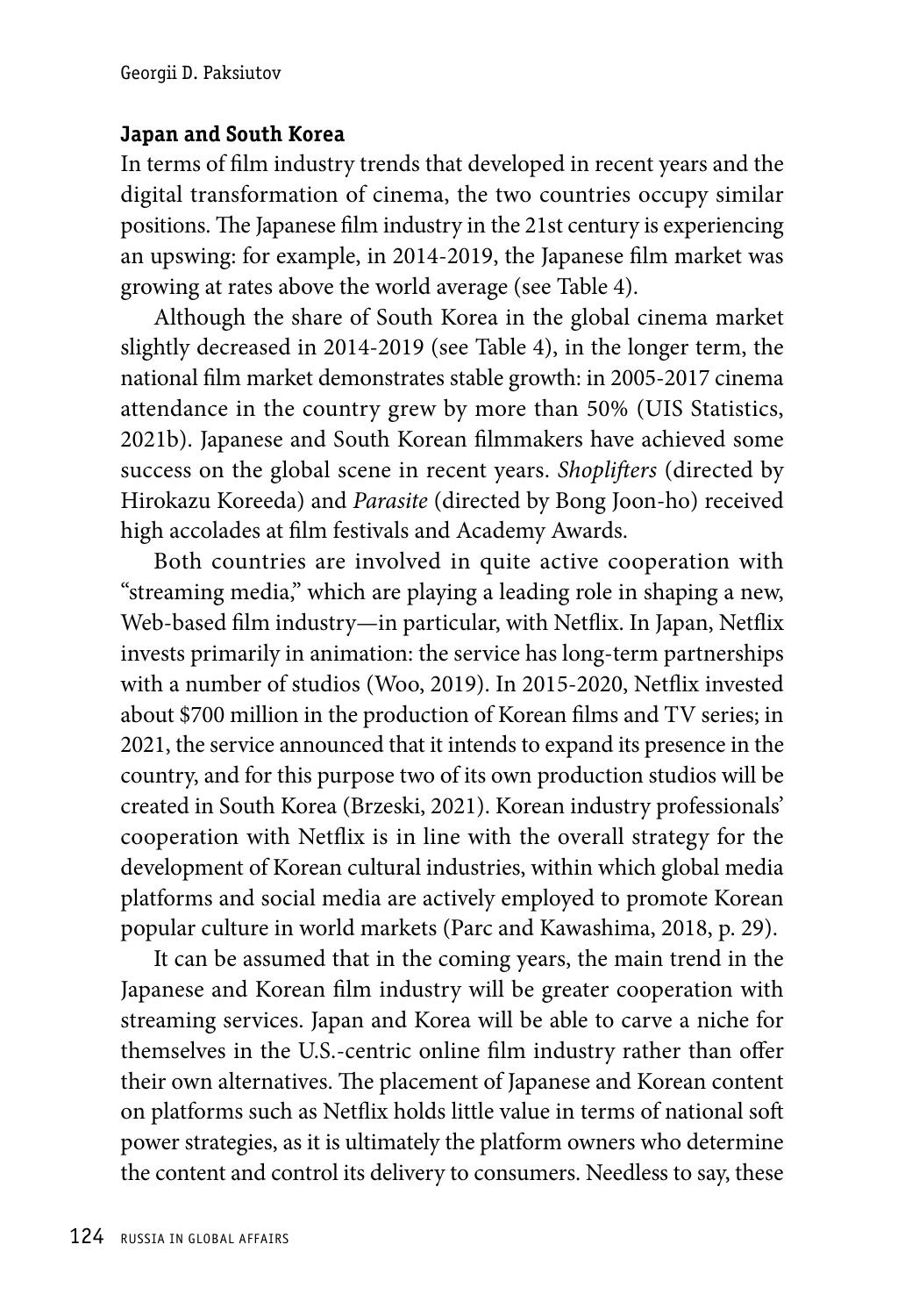### Japan and South Korea

In terms of film industry trends that developed in recent years and the digital transformation of cinema, the two countries occupy similar positions. The Japanese film industry in the 21st century is experiencing an upswing: for example, in 2014-2019, the Japanese film market was growing at rates above the world average (see Table 4).

Although the share of South Korea in the global cinema market slightly decreased in 2014-2019 (see Table 4), in the longer term, the national film market demonstrates stable growth: in 2005-2017 cinema attendance in the country grew by more than 50% (UIS Statistics, 2021b). Japanese and South Korean filmmakers have achieved some success on the global scene in recent years. *Shoplifters* (directed by Hirokazu Koreeda) and *Parasite* (directed by Bong Joon-ho) received high accolades at film festivals and Academy Awards.

Both countries are involved in quite active cooperation with "streaming media," which are playing a leading role in shaping a new, Web-based film industry—in particular, with Netflix. In Japan, Netflix invests primarily in animation: the service has long-term partnerships with a number of studios (Woo, 2019). In 2015-2020, Netflix invested about $700 million in the production of Korean films and TV series; in 2021, the service announced that it intends to expand its presence in the country, and for this purpose two of its own production studios will be created in South Korea (Brzeski, 2021). Korean industry professionals' cooperation with Netflix is in line with the overall strategy for the development of Korean cultural industries, within which global media platforms and social media are actively employed to promote Korean popular culture in world markets (Parc and Kawashima, 2018, p. 29).

It can be assumed that in the coming years, the main trend in the Japanese and Korean film industry will be greater cooperation with streaming services. Japan and Korea will be able to carve a niche for themselves in the U.S.-centric online film industry rather than offer their own alternatives. The placement of Japanese and Korean content on platforms such as Netflix holds little value in terms of national soft power strategies, as it is ultimately the platform owners who determine the content and control its delivery to consumers. Needless to say, these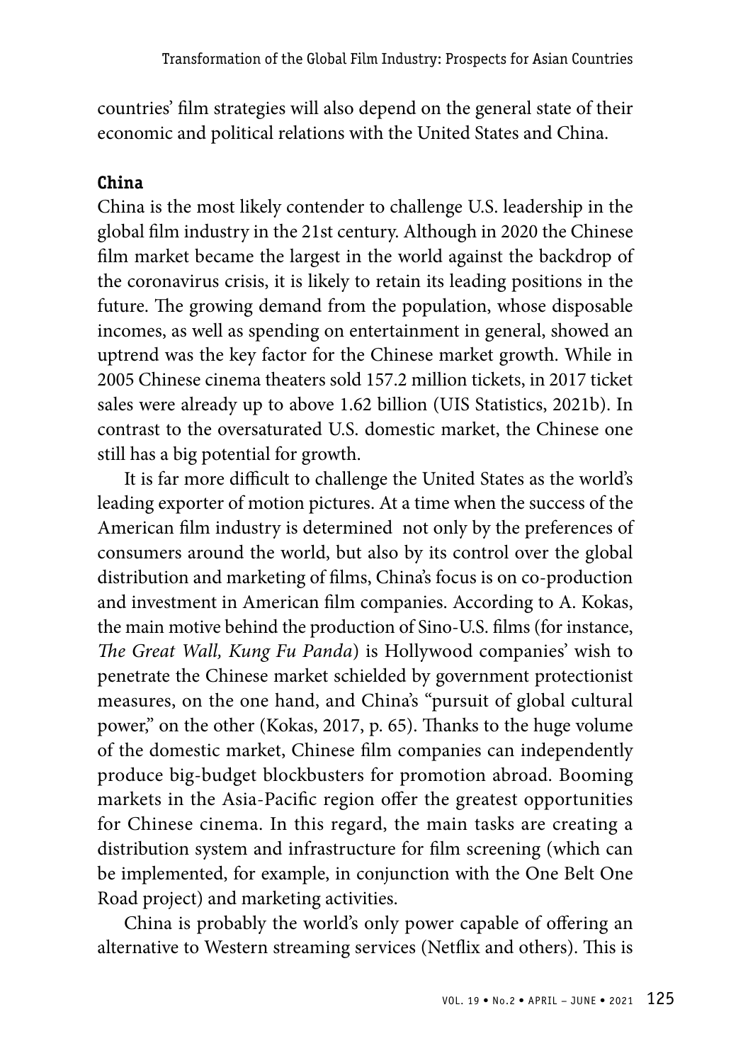countries' film strategies will also depend on the general state of their economic and political relations with the United States and China.

### China

China is the most likely contender to challenge U.S. leadership in the global film industry in the 21st century. Although in 2020 the Chinese film market became the largest in the world against the backdrop of the coronavirus crisis, it is likely to retain its leading positions in the future. The growing demand from the population, whose disposable incomes, as well as spending on entertainment in general, showed an uptrend was the key factor for the Chinese market growth. While in 2005 Chinese cinema theaters sold 157.2 million tickets, in 2017 ticket sales were already up to above 1.62 billion (UIS Statistics, 2021b). In contrast to the oversaturated U.S. domestic market, the Chinese one still has a big potential for growth.

It is far more difficult to challenge the United States as the world's leading exporter of motion pictures. At a time when the success of the American film industry is determined not only by the preferences of consumers around the world, but also by its control over the global distribution and marketing of films, China's focus is on co-production and investment in American film companies. According to A. Kokas, the main motive behind the production of Sino-U.S. films (for instance, *The Great Wall, Kung Fu Panda*) is Hollywood companies' wish to penetrate the Chinese market schielded by government protectionist measures, on the one hand, and China's "pursuit of global cultural power," on the other (Kokas, 2017, p. 65). Thanks to the huge volume of the domestic market, Chinese film companies can independently produce big-budget blockbusters for promotion abroad. Booming markets in the Asia-Pacific region offer the greatest opportunities for Chinese cinema. In this regard, the main tasks are creating a distribution system and infrastructure for film screening (which can be implemented, for example, in conjunction with the One Belt One Road project) and marketing activities.

China is probably the world's only power capable of offering an alternative to Western streaming services (Netflix and others). This is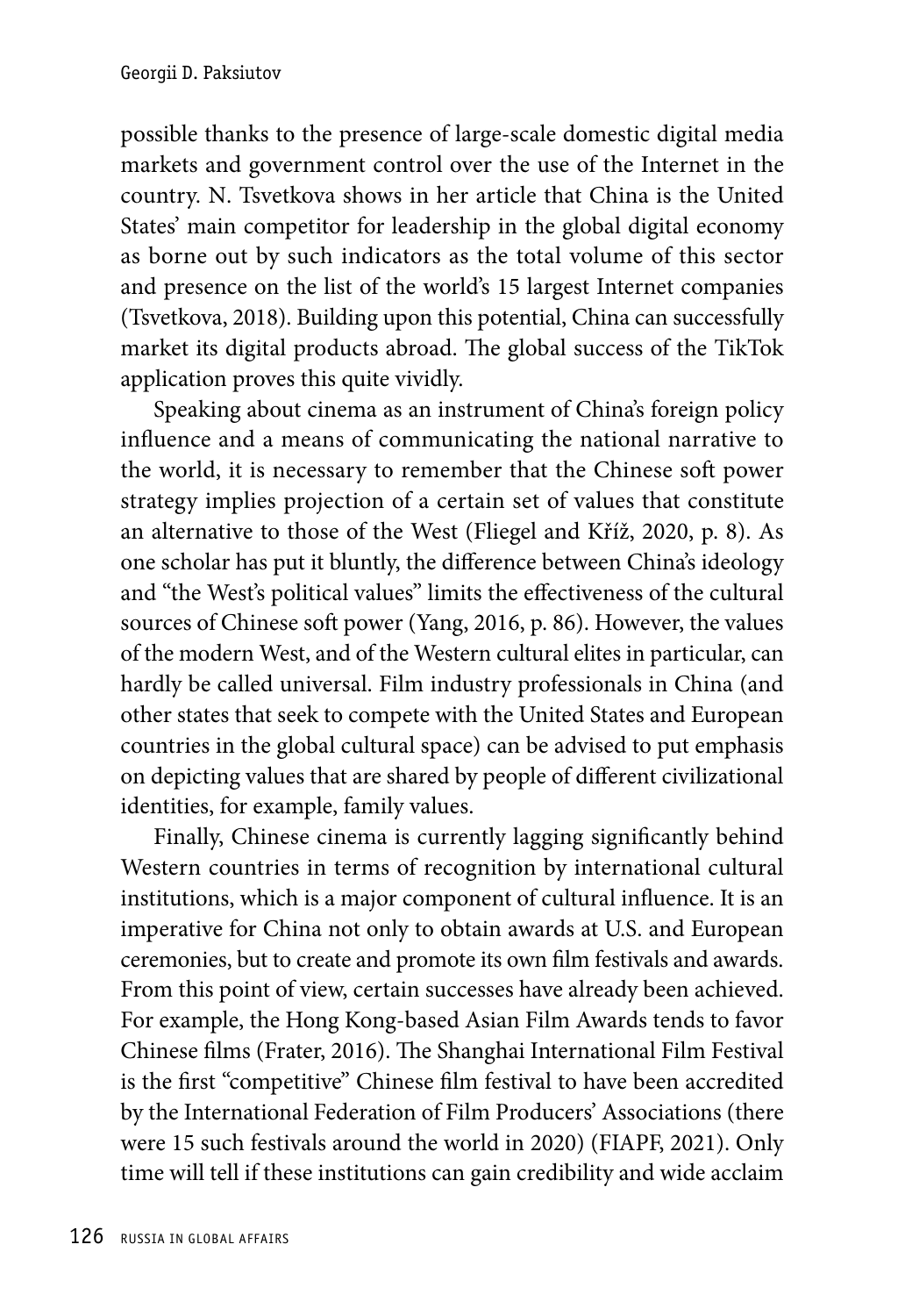possible thanks to the presence of large-scale domestic digital media markets and government control over the use of the Internet in the country. N. Tsvetkova shows in her article that China is the United States' main competitor for leadership in the global digital economy as borne out by such indicators as the total volume of this sector and presence on the list of the world's 15 largest Internet companies (Tsvetkova, 2018). Building upon this potential, China can successfully market its digital products abroad. The global success of the TikTok application proves this quite vividly.

Speaking about cinema as an instrument of China's foreign policy influence and a means of communicating the national narrative to the world, it is necessary to remember that the Chinese soft power strategy implies projection of a certain set of values that constitute an alternative to those of the West (Fliegel and Kříž, 2020, p. 8). As one scholar has put it bluntly, the difference between China's ideology and "the West's political values" limits the effectiveness of the cultural sources of Chinese soft power (Yang, 2016, p. 86). However, the values of the modern West, and of the Western cultural elites in particular, can hardly be called universal. Film industry professionals in China (and other states that seek to compete with the United States and European countries in the global cultural space) can be advised to put emphasis on depicting values that are shared by people of different civilizational identities, for example, family values.

Finally, Chinese cinema is currently lagging significantly behind Western countries in terms of recognition by international cultural institutions, which is a major component of cultural influence. It is an imperative for China not only to obtain awards at U.S. and European ceremonies, but to create and promote its own film festivals and awards. From this point of view, certain successes have already been achieved. For example, the Hong Kong-based Asian Film Awards tends to favor Chinese films (Frater, 2016). The Shanghai International Film Festival is the first "competitive" Chinese film festival to have been accredited by the International Federation of Film Producers' Associations (there were 15 such festivals around the world in 2020) (FIAPF, 2021). Only time will tell if these institutions can gain credibility and wide acclaim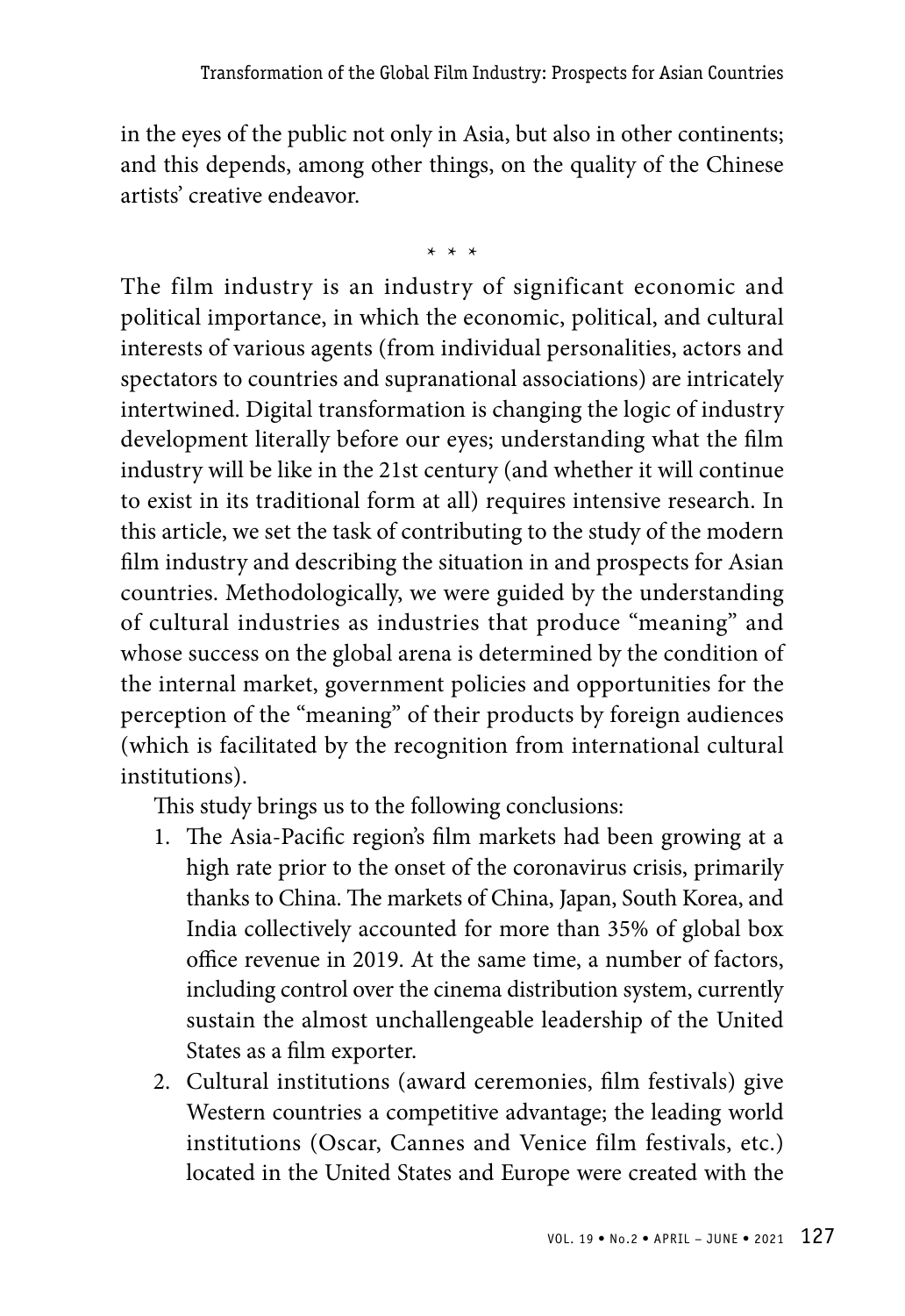in the eyes of the public not only in Asia, but also in other continents; and this depends, among other things, on the quality of the Chinese artists' creative endeavor.

\* \* \*

The film industry is an industry of significant economic and political importance, in which the economic, political, and cultural interests of various agents (from individual personalities, actors and spectators to countries and supranational associations) are intricately intertwined. Digital transformation is changing the logic of industry development literally before our eyes; understanding what the film industry will be like in the 21st century (and whether it will continue to exist in its traditional form at all) requires intensive research. In this article, we set the task of contributing to the study of the modern film industry and describing the situation in and prospects for Asian countries. Methodologically, we were guided by the understanding of cultural industries as industries that produce "meaning" and whose success on the global arena is determined by the condition of the internal market, government policies and opportunities for the perception of the "meaning" of their products by foreign audiences (which is facilitated by the recognition from international cultural institutions).

This study brings us to the following conclusions:

1. The Asia-Pacific region's film markets had been growing at a high rate prior to the onset of the coronavirus crisis, primarily thanks to China. The markets of China, Japan, South Korea, and India collectively accounted for more than 35% of global box office revenue in 2019. At the same time, a number of factors, including control over the cinema distribution system, currently sustain the almost unchallengeable leadership of the United States as a film exporter.
2. Cultural institutions (award ceremonies, film festivals) give Western countries a competitive advantage; the leading world institutions (Oscar, Cannes and Venice film festivals, etc.) located in the United States and Europe were created with the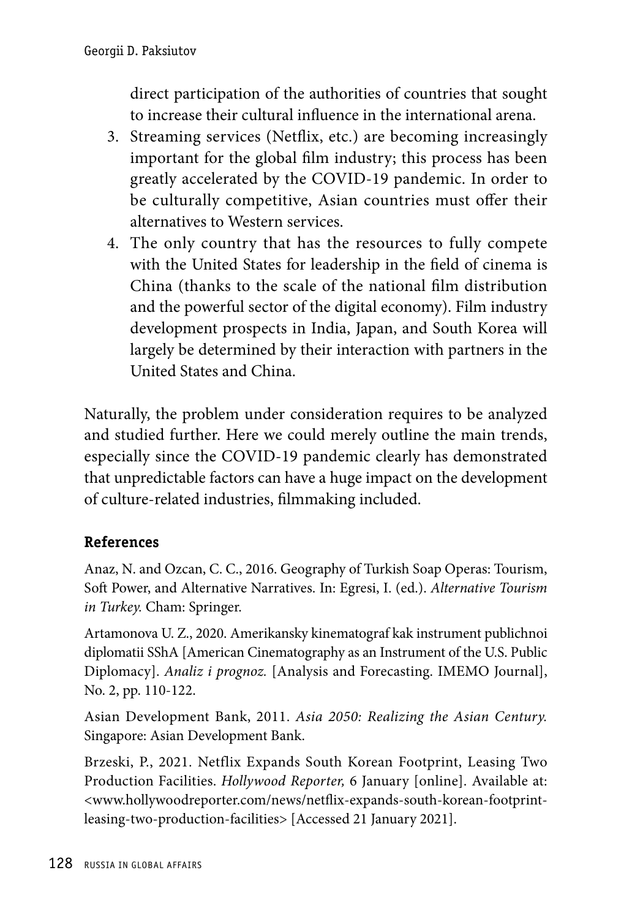direct participation of the authorities of countries that sought to increase their cultural influence in the international arena.

3. Streaming services (Netflix, etc.) are becoming increasingly important for the global film industry; this process has been greatly accelerated by the COVID-19 pandemic. In order to be culturally competitive, Asian countries must offer their alternatives to Western services.
4. The only country that has the resources to fully compete with the United States for leadership in the field of cinema is China (thanks to the scale of the national film distribution and the powerful sector of the digital economy). Film industry development prospects in India, Japan, and South Korea will largely be determined by their interaction with partners in the United States and China.

Naturally, the problem under consideration requires to be analyzed and studied further. Here we could merely outline the main trends, especially since the COVID-19 pandemic clearly has demonstrated that unpredictable factors can have a huge impact on the development of culture-related industries, filmmaking included.

### References

Anaz, N. and Ozcan, C. C., 2016. Geography of Turkish Soap Operas: Tourism, Soft Power, and Alternative Narratives. In: Egresi, I. (ed.). *Alternative Tourism in Turkey.* Cham: Springer.

Artamonova U. Z., 2020. Amerikansky kinematograf kak instrument publichnoi diplomatii SShA [American Cinematography as an Instrument of the U.S. Public Diplomacy]. *Analiz i prognoz.* [Analysis and Forecasting. IMEMO Journal], No. 2, pp. 110-122.

Asian Development Bank, 2011. *Asia 2050: Realizing the Asian Century.* Singapore: Asian Development Bank.

Brzeski, P., 2021. Netflix Expands South Korean Footprint, Leasing Two Production Facilities. *Hollywood Reporter,* 6 January [online]. Available at: <www.hollywoodreporter.com/news/netflix-expands-south-korean-footprint-leasing-two-production-facilities> [Accessed 21 January 2021].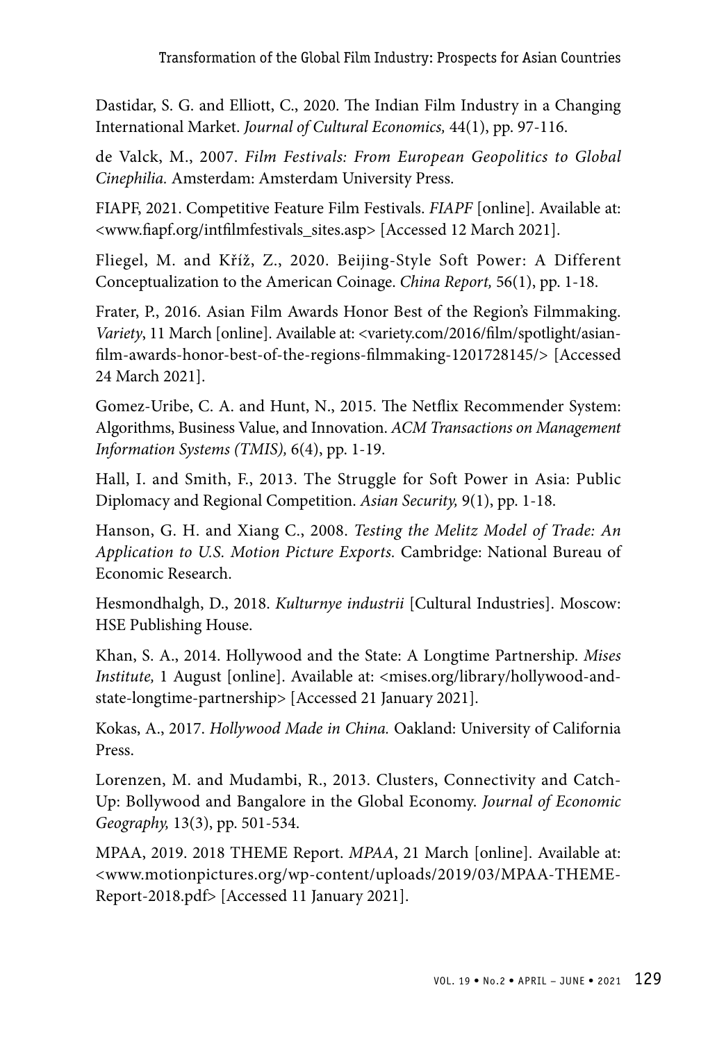Dastidar, S. G. and Elliott, C., 2020. The Indian Film Industry in a Changing International Market. *Journal of Cultural Economics,* 44(1), pp. 97-116.

de Valck, M., 2007. *Film Festivals: From European Geopolitics to Global Cinephilia.* Amsterdam: Amsterdam University Press.

FIAPF, 2021. Competitive Feature Film Festivals. *FIAPF* [online]. Available at: <www.fiapf.org/intfilmfestivals_sites.asp> [Accessed 12 March 2021].

Fliegel, M. and Kříž, Z., 2020. Beijing-Style Soft Power: A Different Conceptualization to the American Coinage. *China Report,* 56(1), pp. 1-18.

Frater, P., 2016. Asian Film Awards Honor Best of the Region's Filmmaking. *Variety*, 11 March [online]. Available at: <variety.com/2016/film/spotlight/asian-film-awards-honor-best-of-the-regions-filmmaking-1201728145/> [Accessed 24 March 2021].

Gomez-Uribe, C. A. and Hunt, N., 2015. The Netflix Recommender System: Algorithms, Business Value, and Innovation. *ACM Transactions on Management Information Systems (TMIS),* 6(4), pp. 1-19.

Hall, I. and Smith, F., 2013. The Struggle for Soft Power in Asia: Public Diplomacy and Regional Competition. *Asian Security,* 9(1), pp. 1-18.

Hanson, G. H. and Xiang C., 2008. *Testing the Melitz Model of Trade: An Application to U.S. Motion Picture Exports.* Cambridge: National Bureau of Economic Research.

Hesmondhalgh, D., 2018. *Kulturnye industrii* [Cultural Industries]. Moscow: HSE Publishing House.

Khan, S. A., 2014. Hollywood and the State: A Longtime Partnership. *Mises Institute,* 1 August [online]. Available at: <mises.org/library/hollywood-and-state-longtime-partnership> [Accessed 21 January 2021].

Kokas, A., 2017. *Hollywood Made in China.* Oakland: University of California Press.

Lorenzen, M. and Mudambi, R., 2013. Clusters, Connectivity and Catch-Up: Bollywood and Bangalore in the Global Economy. *Journal of Economic Geography,* 13(3), pp. 501-534.

MPAA, 2019. 2018 THEME Report. *MPAA*, 21 March [online]. Available at: <www.motionpictures.org/wp-content/uploads/2019/03/MPAA-THEME-Report-2018.pdf> [Accessed 11 January 2021].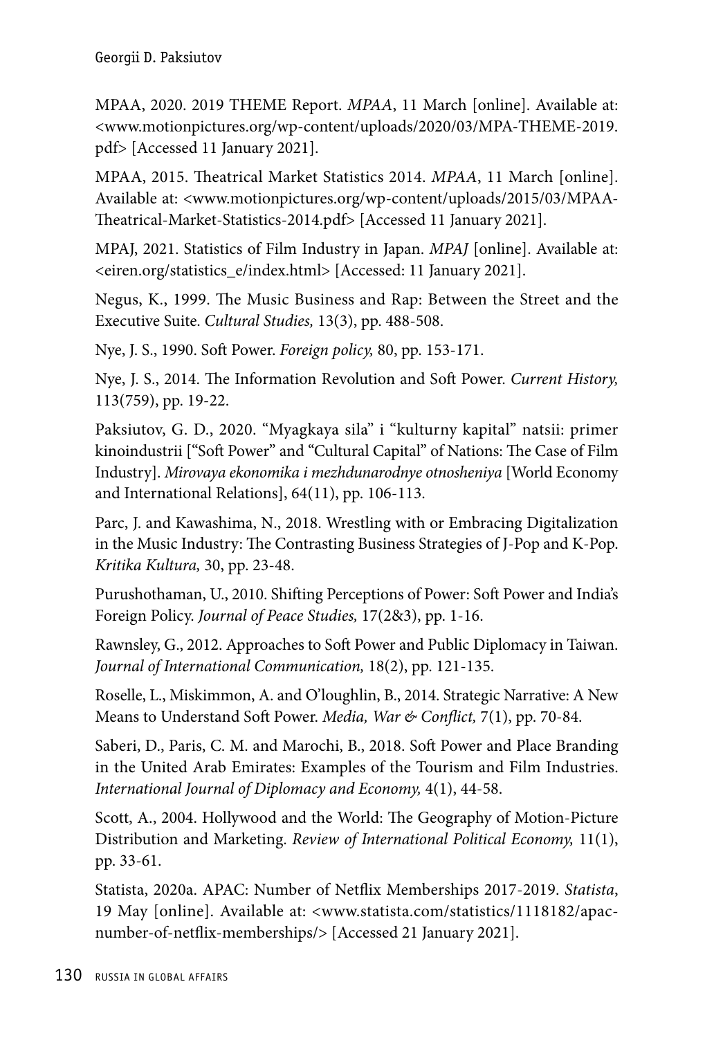MPAA, 2020. 2019 THEME Report. *MPAA*, 11 March [online]. Available at: <www.motionpictures.org/wp-content/uploads/2020/03/MPA-THEME-2019.pdf> [Accessed 11 January 2021].

MPAA, 2015. Theatrical Market Statistics 2014. *MPAA*, 11 March [online]. Available at: <www.motionpictures.org/wp-content/uploads/2015/03/MPAA-Theatrical-Market-Statistics-2014.pdf> [Accessed 11 January 2021].

MPAJ, 2021. Statistics of Film Industry in Japan. *MPAJ* [online]. Available at: <eiren.org/statistics_e/index.html> [Accessed: 11 January 2021].

Negus, K., 1999. The Music Business and Rap: Between the Street and the Executive Suite. *Cultural Studies,* 13(3), pp. 488-508.

Nye, J. S., 1990. Soft Power. *Foreign policy,* 80, pp. 153-171.

Nye, J. S., 2014. The Information Revolution and Soft Power. *Current History,* 113(759), pp. 19-22.

Paksiutov, G. D., 2020. "Myagkaya sila" i "kulturny kapital" natsii: primer kinoindustrii ["Soft Power" and "Cultural Capital" of Nations: The Case of Film Industry]. *Mirovaya ekonomika i mezhdunarodnye otnosheniya* [World Economy and International Relations], 64(11), pp. 106-113.

Parc, J. and Kawashima, N., 2018. Wrestling with or Embracing Digitalization in the Music Industry: The Contrasting Business Strategies of J-Pop and K-Pop. *Kritika Kultura,* 30, pp. 23-48.

Purushothaman, U., 2010. Shifting Perceptions of Power: Soft Power and India's Foreign Policy. *Journal of Peace Studies,* 17(2&3), pp. 1-16.

Rawnsley, G., 2012. Approaches to Soft Power and Public Diplomacy in Taiwan. *Journal of International Communication,* 18(2), pp. 121-135.

Roselle, L., Miskimmon, A. and O'loughlin, B., 2014. Strategic Narrative: A New Means to Understand Soft Power. *Media, War & Conflict,* 7(1), pp. 70-84.

Saberi, D., Paris, C. M. and Marochi, B., 2018. Soft Power and Place Branding in the United Arab Emirates: Examples of the Tourism and Film Industries. *International Journal of Diplomacy and Economy,* 4(1), 44-58.

Scott, A., 2004. Hollywood and the World: The Geography of Motion-Picture Distribution and Marketing. *Review of International Political Economy,* 11(1), pp. 33-61.

Statista, 2020a. APAC: Number of Netflix Memberships 2017-2019. *Statista*, 19 May [online]. Available at: <www.statista.com/statistics/1118182/apac-number-of-netflix-memberships/> [Accessed 21 January 2021].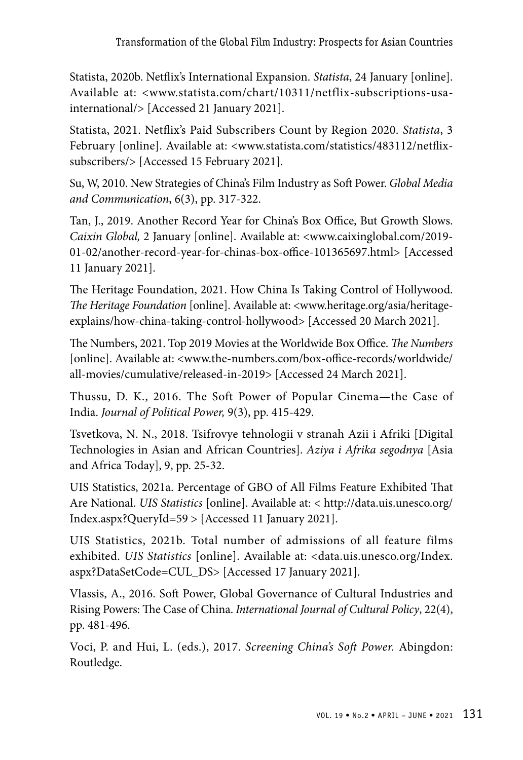Statista, 2020b. Netflix's International Expansion. *Statista*, 24 January [online]. Available at: <www.statista.com/chart/10311/netflix-subscriptions-usa-international/> [Accessed 21 January 2021].

Statista, 2021. Netflix's Paid Subscribers Count by Region 2020. *Statista*, 3 February [online]. Available at: <www.statista.com/statistics/483112/netflix-subscribers/> [Accessed 15 February 2021].

Su, W, 2010. New Strategies of China's Film Industry as Soft Power. *Global Media and Communication*, 6(3), pp. 317-322.

Tan, J., 2019. Another Record Year for China's Box Office, But Growth Slows. *Caixin Global,* 2 January [online]. Available at: <www.caixinglobal.com/2019-01-02/another-record-year-for-chinas-box-office-101365697.html> [Accessed 11 January 2021].

The Heritage Foundation, 2021. How China Is Taking Control of Hollywood. *The Heritage Foundation* [online]. Available at: <www.heritage.org/asia/heritage-explains/how-china-taking-control-hollywood> [Accessed 20 March 2021].

The Numbers, 2021. Top 2019 Movies at the Worldwide Box Office. *The Numbers* [online]. Available at: <www.the-numbers.com/box-office-records/worldwide/all-movies/cumulative/released-in-2019> [Accessed 24 March 2021].

Thussu, D. K., 2016. The Soft Power of Popular Cinema—the Case of India. *Journal of Political Power,* 9(3), pp. 415-429.

Tsvetkova, N. N., 2018. Tsifrovye tehnologii v stranah Azii i Afriki [Digital Technologies in Asian and African Countries]. *Aziya i Afrika segodnya* [Asia and Africa Today], 9, pp. 25-32.

UIS Statistics, 2021a. Percentage of GBO of All Films Feature Exhibited That Are National. *UIS Statistics* [online]. Available at: < http://data.uis.unesco.org/Index.aspx?QueryId=59 > [Accessed 11 January 2021].

UIS Statistics, 2021b. Total number of admissions of all feature films exhibited. *UIS Statistics* [online]. Available at: <data.uis.unesco.org/Index.aspx?DataSetCode=CUL_DS> [Accessed 17 January 2021].

Vlassis, A., 2016. Soft Power, Global Governance of Cultural Industries and Rising Powers: The Case of China. *International Journal of Cultural Policy*, 22(4), pp. 481-496.

Voci, P. and Hui, L. (eds.), 2017. *Screening China's Soft Power.* Abingdon: Routledge.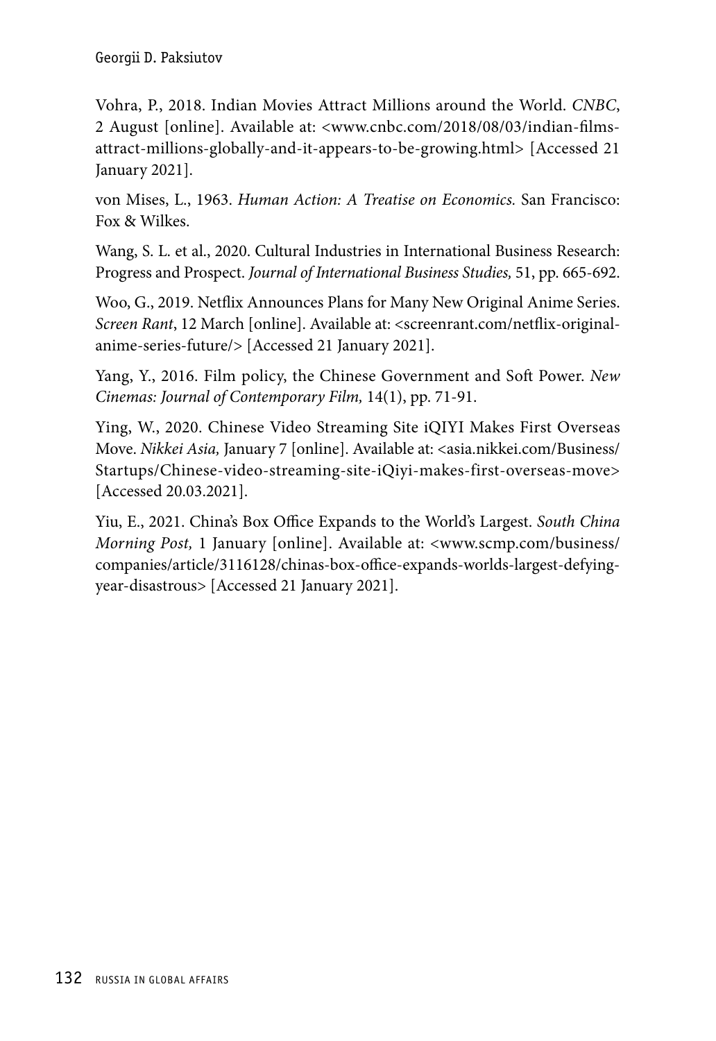Vohra, P., 2018. Indian Movies Attract Millions around the World. *CNBC*, 2 August [online]. Available at: <www.cnbc.com/2018/08/03/indian-films-attract-millions-globally-and-it-appears-to-be-growing.html> [Accessed 21 January 2021].

von Mises, L., 1963. *Human Action: A Treatise on Economics.* San Francisco: Fox & Wilkes.

Wang, S. L. et al., 2020. Cultural Industries in International Business Research: Progress and Prospect. *Journal of International Business Studies,* 51, pp. 665-692.

Woo, G., 2019. Netflix Announces Plans for Many New Original Anime Series. *Screen Rant*, 12 March [online]. Available at: <screenrant.com/netflix-original-anime-series-future/> [Accessed 21 January 2021].

Yang, Y., 2016. Film policy, the Chinese Government and Soft Power. *New Cinemas: Journal of Contemporary Film,* 14(1), pp. 71-91.

Ying, W., 2020. Chinese Video Streaming Site iQIYI Makes First Overseas Move. *Nikkei Asia,* January 7 [online]. Available at: <asia.nikkei.com/Business/Startups/Chinese-video-streaming-site-iQiyi-makes-first-overseas-move> [Accessed 20.03.2021].

Yiu, E., 2021. China's Box Office Expands to the World's Largest. *South China Morning Post,* 1 January [online]. Available at: <www.scmp.com/business/companies/article/3116128/chinas-box-office-expands-worlds-largest-defying-year-disastrous> [Accessed 21 January 2021].